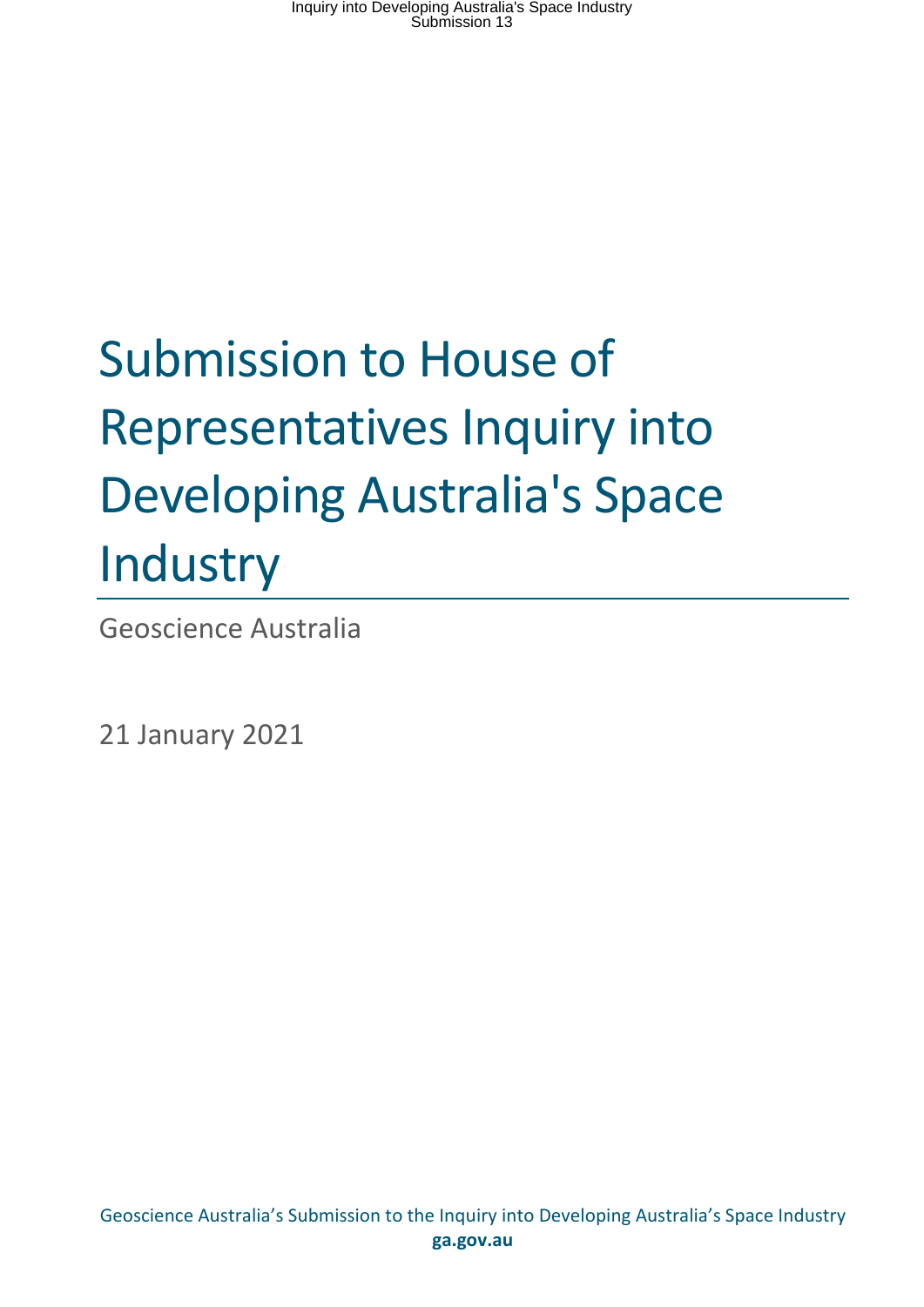# Submission to House of Representatives Inquiry into Developing Australia's Space Industry

Geoscience Australia

21 January 2021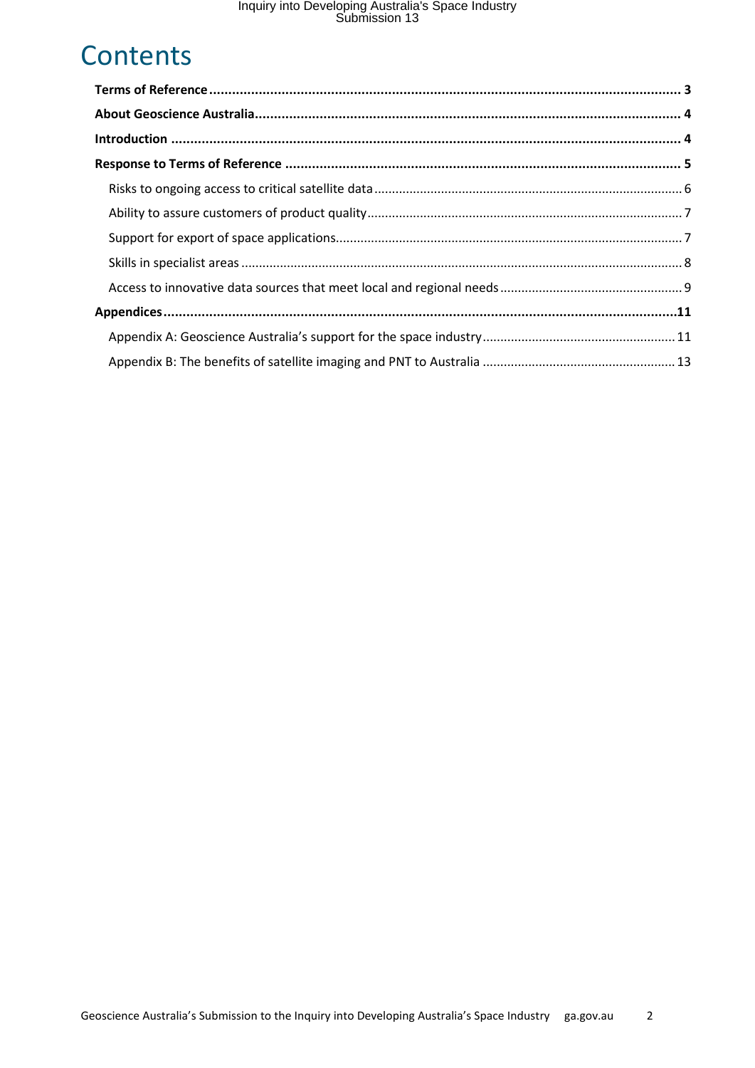# Contents

**Terms of Reference** ........................................ **3**

**About Geoscience Australia** ........................................ **4**

**Introduction** ........................................ **4**

**Response to Terms of Reference** ........................................ **5**

- Risks to ongoing access to critical satellite data ........................................ 6
- Ability to assure customers of product quality ........................................ 7
- Support for export of space applications ........................................ 7
- Skills in specialist areas ........................................ 8
- Access to innovative data sources that meet local and regional needs ........................................ 9

**Appendices** ........................................ **11**

- Appendix A: Geoscience Australia's support for the space industry ........................................ 11
- Appendix B: The benefits of satellite imaging and PNT to Australia ........................................ 13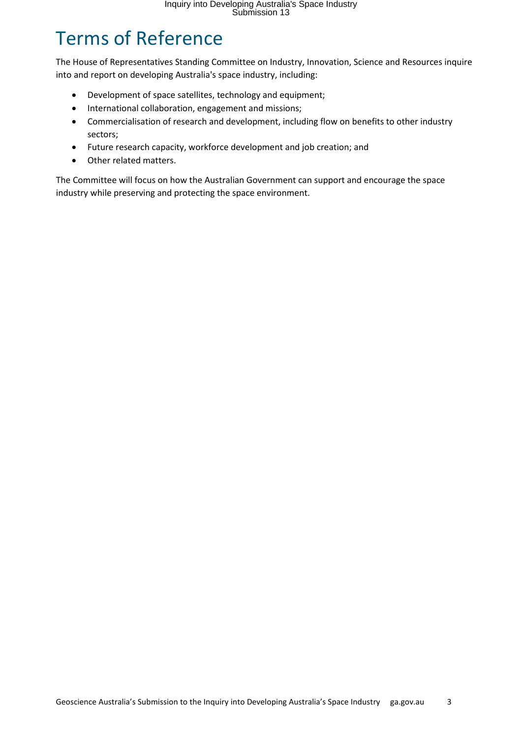# Terms of Reference

The House of Representatives Standing Committee on Industry, Innovation, Science and Resources inquire into and report on developing Australia's space industry, including:

- Development of space satellites, technology and equipment;
- International collaboration, engagement and missions;
- Commercialisation of research and development, including flow on benefits to other industry sectors;
- Future research capacity, workforce development and job creation; and
- Other related matters.

The Committee will focus on how the Australian Government can support and encourage the space industry while preserving and protecting the space environment.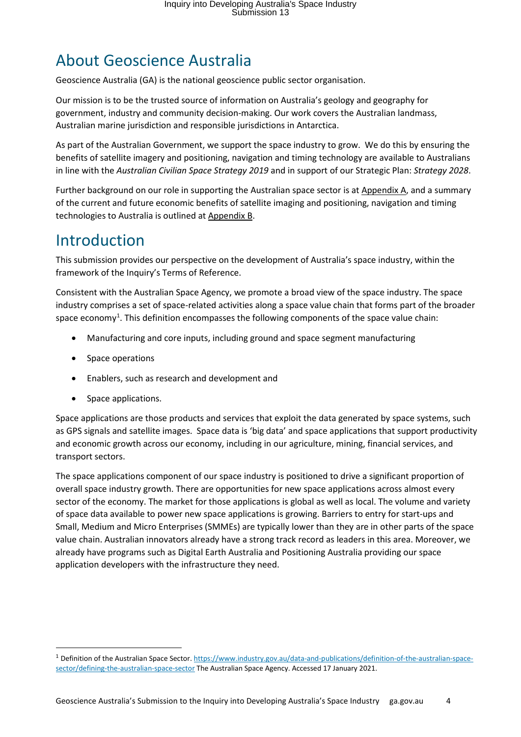# About Geoscience Australia

Geoscience Australia (GA) is the national geoscience public sector organisation.

Our mission is to be the trusted source of information on Australia's geology and geography for government, industry and community decision-making. Our work covers the Australian landmass, Australian marine jurisdiction and responsible jurisdictions in Antarctica.

As part of the Australian Government, we support the space industry to grow. We do this by ensuring the benefits of satellite imagery and positioning, navigation and timing technology are available to Australians in line with the *Australian Civilian Space Strategy 2019* and in support of our Strategic Plan: *Strategy 2028*.

Further background on our role in supporting the Australian space sector is at Appendix A, and a summary of the current and future economic benefits of satellite imaging and positioning, navigation and timing technologies to Australia is outlined at Appendix B.

# Introduction

This submission provides our perspective on the development of Australia's space industry, within the framework of the Inquiry's Terms of Reference.

Consistent with the Australian Space Agency, we promote a broad view of the space industry. The space industry comprises a set of space-related activities along a space value chain that forms part of the broader space economy[1]. This definition encompasses the following components of the space value chain:

- Manufacturing and core inputs, including ground and space segment manufacturing
- Space operations
- Enablers, such as research and development and
- Space applications.

Space applications are those products and services that exploit the data generated by space systems, such as GPS signals and satellite images. Space data is 'big data' and space applications that support productivity and economic growth across our economy, including in our agriculture, mining, financial services, and transport sectors.

The space applications component of our space industry is positioned to drive a significant proportion of overall space industry growth. There are opportunities for new space applications across almost every sector of the economy. The market for those applications is global as well as local. The volume and variety of space data available to power new space applications is growing. Barriers to entry for start-ups and Small, Medium and Micro Enterprises (SMMEs) are typically lower than they are in other parts of the space value chain. Australian innovators already have a strong track record as leaders in this area. Moreover, we already have programs such as Digital Earth Australia and Positioning Australia providing our space application developers with the infrastructure they need.

[1] Definition of the Australian Space Sector. https://www.industry.gov.au/data-and-publications/definition-of-the-australian-space-sector/defining-the-australian-space-sector The Australian Space Agency. Accessed 17 January 2021.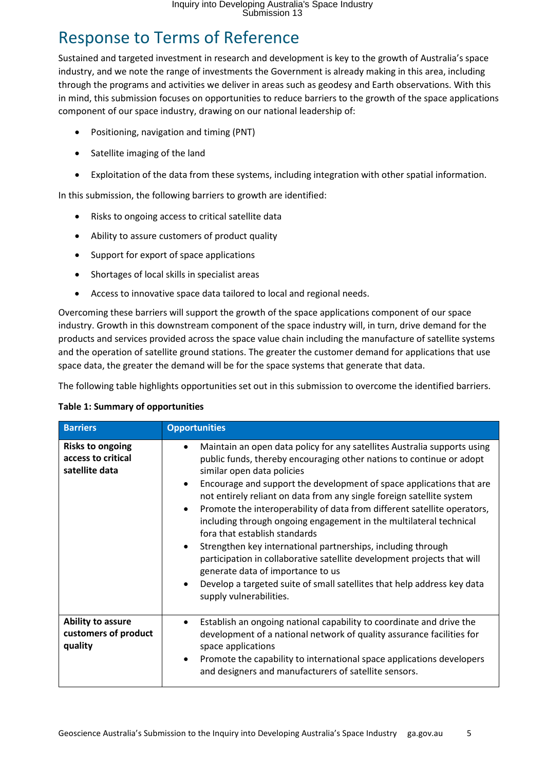# Response to Terms of Reference

Sustained and targeted investment in research and development is key to the growth of Australia's space industry, and we note the range of investments the Government is already making in this area, including through the programs and activities we deliver in areas such as geodesy and Earth observations. With this in mind, this submission focuses on opportunities to reduce barriers to the growth of the space applications component of our space industry, drawing on our national leadership of:

- Positioning, navigation and timing (PNT)
- Satellite imaging of the land
- Exploitation of the data from these systems, including integration with other spatial information.

In this submission, the following barriers to growth are identified:

- Risks to ongoing access to critical satellite data
- Ability to assure customers of product quality
- Support for export of space applications
- Shortages of local skills in specialist areas
- Access to innovative space data tailored to local and regional needs.

Overcoming these barriers will support the growth of the space applications component of our space industry. Growth in this downstream component of the space industry will, in turn, drive demand for the products and services provided across the space value chain including the manufacture of satellite systems and the operation of satellite ground stations. The greater the customer demand for applications that use space data, the greater the demand will be for the space systems that generate that data.

The following table highlights opportunities set out in this submission to overcome the identified barriers.

**Table 1: Summary of opportunities**

| Barriers | Opportunities |
|---|---|
| **Risks to ongoing access to critical satellite data** | • Maintain an open data policy for any satellites Australia supports using public funds, thereby encouraging other nations to continue or adopt similar open data policies<br>• Encourage and support the development of space applications that are not entirely reliant on data from any single foreign satellite system<br>• Promote the interoperability of data from different satellite operators, including through ongoing engagement in the multilateral technical fora that establish standards<br>• Strengthen key international partnerships, including through participation in collaborative satellite development projects that will generate data of importance to us<br>• Develop a targeted suite of small satellites that help address key data supply vulnerabilities. |
| **Ability to assure customers of product quality** | • Establish an ongoing national capability to coordinate and drive the development of a national network of quality assurance facilities for space applications<br>• Promote the capability to international space applications developers and designers and manufacturers of satellite sensors. |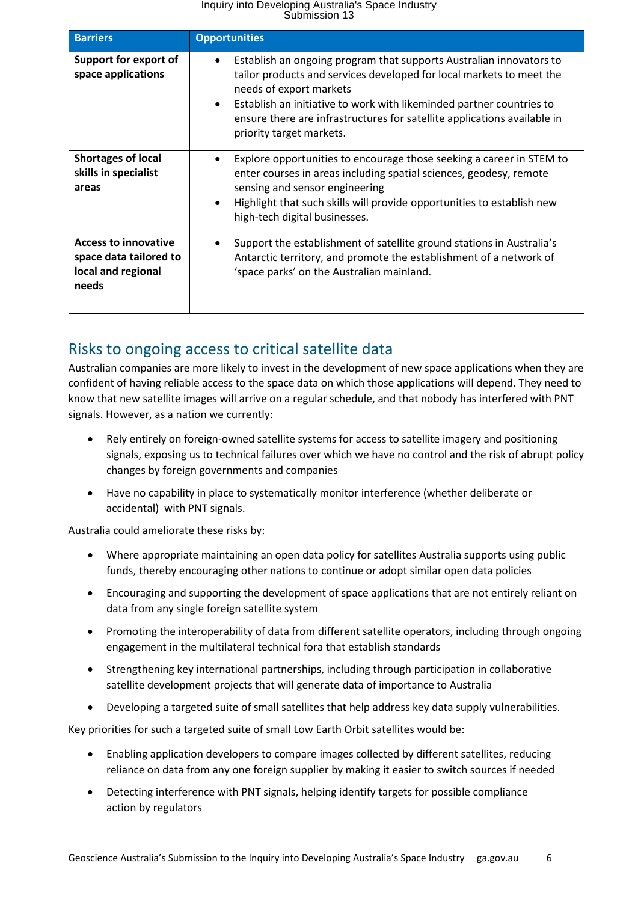| Barriers | Opportunities |
|---|---|
| **Support for export of space applications** | • Establish an ongoing program that supports Australian innovators to tailor products and services developed for local markets to meet the needs of export markets<br>• Establish an initiative to work with likeminded partner countries to ensure there are infrastructures for satellite applications available in priority target markets. |
| **Shortages of local skills in specialist areas** | • Explore opportunities to encourage those seeking a career in STEM to enter courses in areas including spatial sciences, geodesy, remote sensing and sensor engineering<br>• Highlight that such skills will provide opportunities to establish new high-tech digital businesses. |
| **Access to innovative space data tailored to local and regional needs** | • Support the establishment of satellite ground stations in Australia's Antarctic territory, and promote the establishment of a network of 'space parks' on the Australian mainland. |

## Risks to ongoing access to critical satellite data

Australian companies are more likely to invest in the development of new space applications when they are confident of having reliable access to the space data on which those applications will depend. They need to know that new satellite images will arrive on a regular schedule, and that nobody has interfered with PNT signals. However, as a nation we currently:

- Rely entirely on foreign-owned satellite systems for access to satellite imagery and positioning signals, exposing us to technical failures over which we have no control and the risk of abrupt policy changes by foreign governments and companies
- Have no capability in place to systematically monitor interference (whether deliberate or accidental) with PNT signals.

Australia could ameliorate these risks by:

- Where appropriate maintaining an open data policy for satellites Australia supports using public funds, thereby encouraging other nations to continue or adopt similar open data policies
- Encouraging and supporting the development of space applications that are not entirely reliant on data from any single foreign satellite system
- Promoting the interoperability of data from different satellite operators, including through ongoing engagement in the multilateral technical fora that establish standards
- Strengthening key international partnerships, including through participation in collaborative satellite development projects that will generate data of importance to Australia
- Developing a targeted suite of small satellites that help address key data supply vulnerabilities.

Key priorities for such a targeted suite of small Low Earth Orbit satellites would be:

- Enabling application developers to compare images collected by different satellites, reducing reliance on data from any one foreign supplier by making it easier to switch sources if needed
- Detecting interference with PNT signals, helping identify targets for possible compliance action by regulators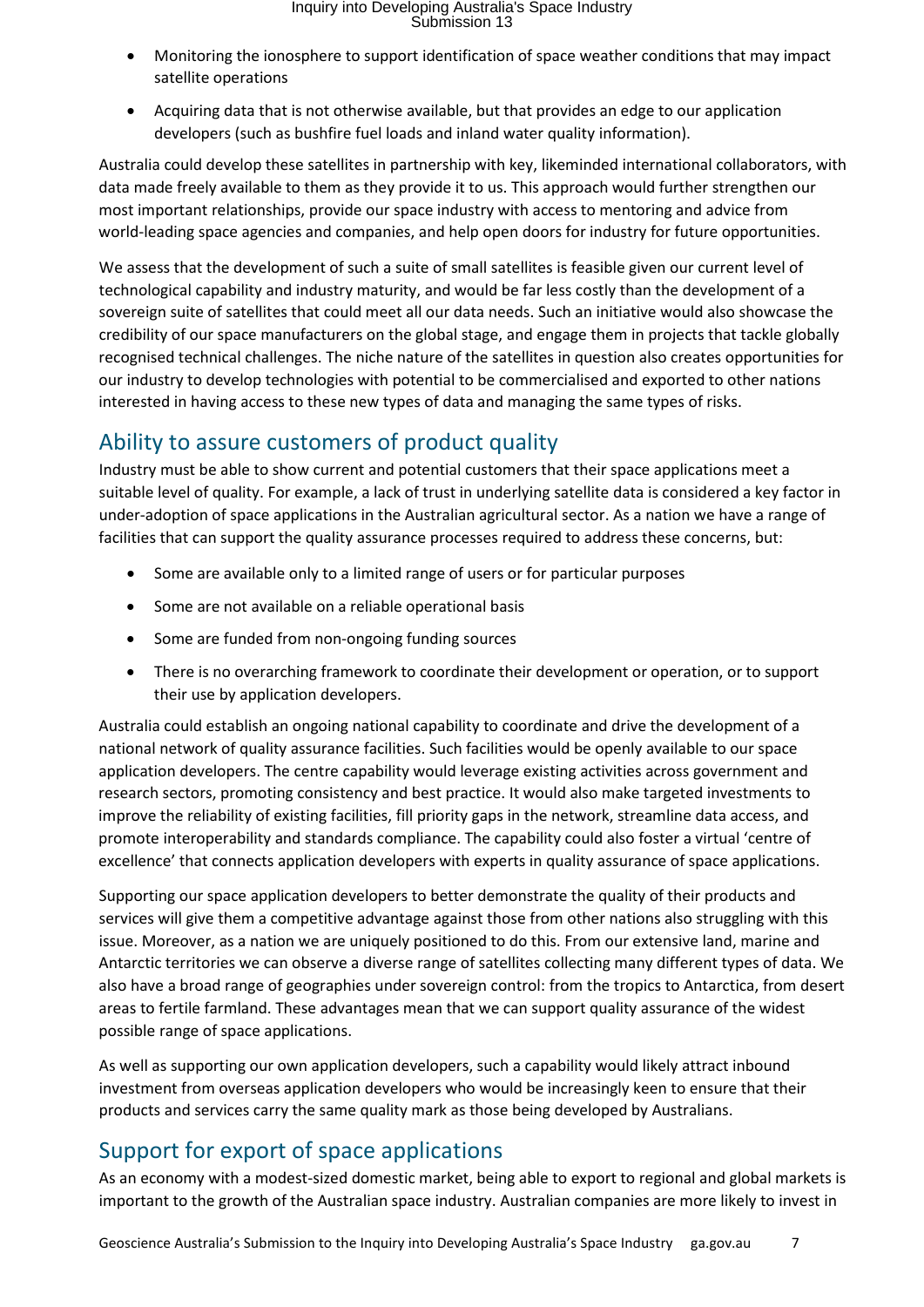- Monitoring the ionosphere to support identification of space weather conditions that may impact satellite operations
- Acquiring data that is not otherwise available, but that provides an edge to our application developers (such as bushfire fuel loads and inland water quality information).

Australia could develop these satellites in partnership with key, likeminded international collaborators, with data made freely available to them as they provide it to us. This approach would further strengthen our most important relationships, provide our space industry with access to mentoring and advice from world-leading space agencies and companies, and help open doors for industry for future opportunities.

We assess that the development of such a suite of small satellites is feasible given our current level of technological capability and industry maturity, and would be far less costly than the development of a sovereign suite of satellites that could meet all our data needs. Such an initiative would also showcase the credibility of our space manufacturers on the global stage, and engage them in projects that tackle globally recognised technical challenges. The niche nature of the satellites in question also creates opportunities for our industry to develop technologies with potential to be commercialised and exported to other nations interested in having access to these new types of data and managing the same types of risks.

## Ability to assure customers of product quality

Industry must be able to show current and potential customers that their space applications meet a suitable level of quality. For example, a lack of trust in underlying satellite data is considered a key factor in under-adoption of space applications in the Australian agricultural sector. As a nation we have a range of facilities that can support the quality assurance processes required to address these concerns, but:

- Some are available only to a limited range of users or for particular purposes
- Some are not available on a reliable operational basis
- Some are funded from non-ongoing funding sources
- There is no overarching framework to coordinate their development or operation, or to support their use by application developers.

Australia could establish an ongoing national capability to coordinate and drive the development of a national network of quality assurance facilities. Such facilities would be openly available to our space application developers. The centre capability would leverage existing activities across government and research sectors, promoting consistency and best practice. It would also make targeted investments to improve the reliability of existing facilities, fill priority gaps in the network, streamline data access, and promote interoperability and standards compliance. The capability could also foster a virtual 'centre of excellence' that connects application developers with experts in quality assurance of space applications.

Supporting our space application developers to better demonstrate the quality of their products and services will give them a competitive advantage against those from other nations also struggling with this issue. Moreover, as a nation we are uniquely positioned to do this. From our extensive land, marine and Antarctic territories we can observe a diverse range of satellites collecting many different types of data. We also have a broad range of geographies under sovereign control: from the tropics to Antarctica, from desert areas to fertile farmland. These advantages mean that we can support quality assurance of the widest possible range of space applications.

As well as supporting our own application developers, such a capability would likely attract inbound investment from overseas application developers who would be increasingly keen to ensure that their products and services carry the same quality mark as those being developed by Australians.

## Support for export of space applications

As an economy with a modest-sized domestic market, being able to export to regional and global markets is important to the growth of the Australian space industry. Australian companies are more likely to invest in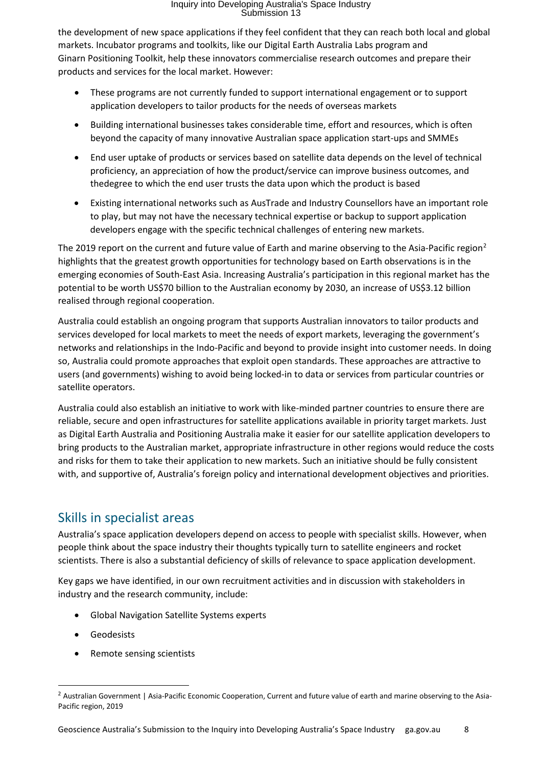the development of new space applications if they feel confident that they can reach both local and global markets. Incubator programs and toolkits, like our Digital Earth Australia Labs program and Ginarn Positioning Toolkit, help these innovators commercialise research outcomes and prepare their products and services for the local market. However:

- These programs are not currently funded to support international engagement or to support application developers to tailor products for the needs of overseas markets
- Building international businesses takes considerable time, effort and resources, which is often beyond the capacity of many innovative Australian space application start-ups and SMMEs
- End user uptake of products or services based on satellite data depends on the level of technical proficiency, an appreciation of how the product/service can improve business outcomes, and thedegree to which the end user trusts the data upon which the product is based
- Existing international networks such as AusTrade and Industry Counsellors have an important role to play, but may not have the necessary technical expertise or backup to support application developers engage with the specific technical challenges of entering new markets.

The 2019 report on the current and future value of Earth and marine observing to the Asia-Pacific region[2] highlights that the greatest growth opportunities for technology based on Earth observations is in the emerging economies of South-East Asia. Increasing Australia's participation in this regional market has the potential to be worth US$70 billion to the Australian economy by 2030, an increase of US$3.12 billion realised through regional cooperation.

Australia could establish an ongoing program that supports Australian innovators to tailor products and services developed for local markets to meet the needs of export markets, leveraging the government's networks and relationships in the Indo-Pacific and beyond to provide insight into customer needs. In doing so, Australia could promote approaches that exploit open standards. These approaches are attractive to users (and governments) wishing to avoid being locked-in to data or services from particular countries or satellite operators.

Australia could also establish an initiative to work with like-minded partner countries to ensure there are reliable, secure and open infrastructures for satellite applications available in priority target markets. Just as Digital Earth Australia and Positioning Australia make it easier for our satellite application developers to bring products to the Australian market, appropriate infrastructure in other regions would reduce the costs and risks for them to take their application to new markets. Such an initiative should be fully consistent with, and supportive of, Australia's foreign policy and international development objectives and priorities.

## Skills in specialist areas

Australia's space application developers depend on access to people with specialist skills. However, when people think about the space industry their thoughts typically turn to satellite engineers and rocket scientists. There is also a substantial deficiency of skills of relevance to space application development.

Key gaps we have identified, in our own recruitment activities and in discussion with stakeholders in industry and the research community, include:

- Global Navigation Satellite Systems experts
- Geodesists
- Remote sensing scientists

[2] Australian Government | Asia-Pacific Economic Cooperation, Current and future value of earth and marine observing to the Asia-Pacific region, 2019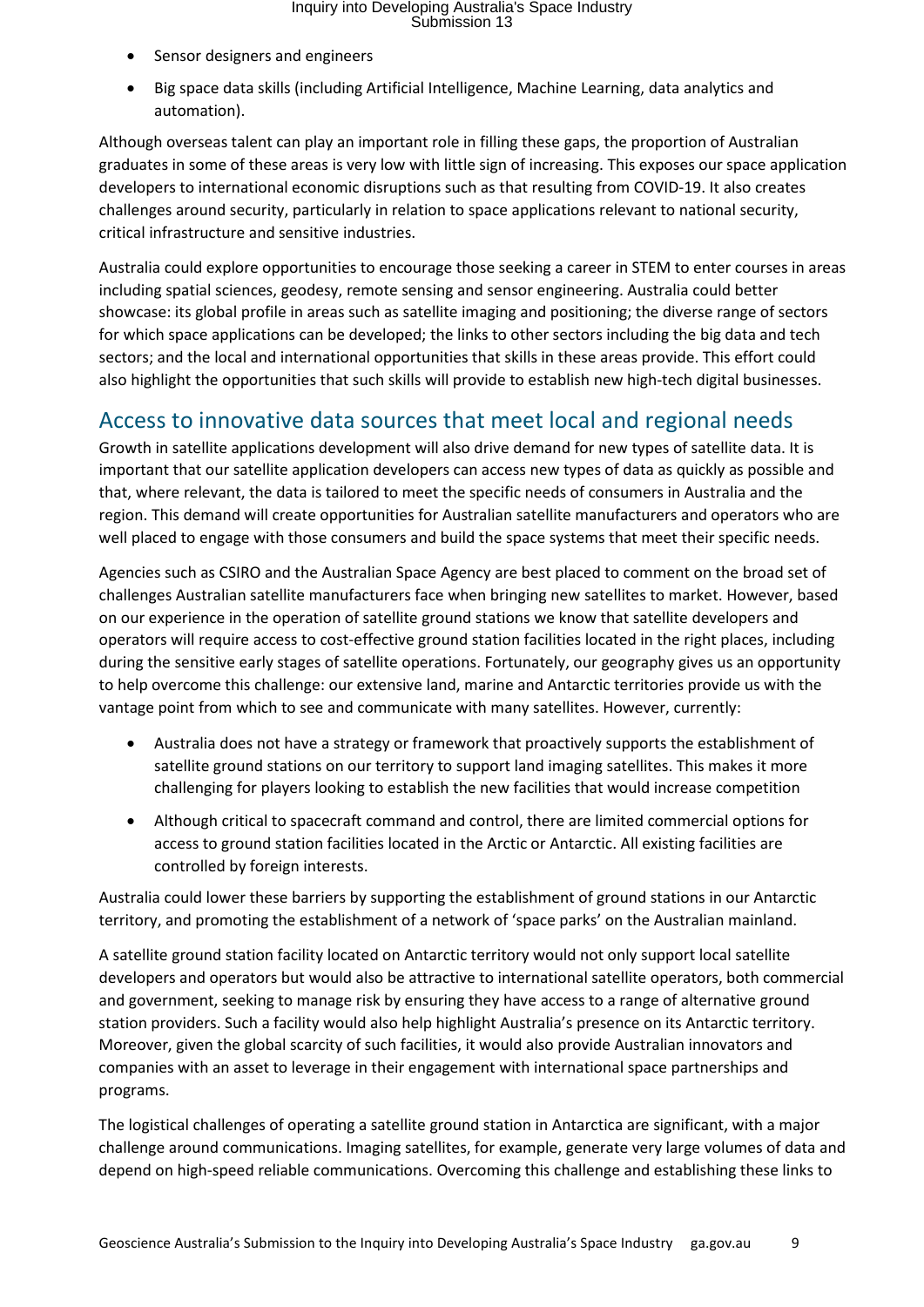- Sensor designers and engineers
- Big space data skills (including Artificial Intelligence, Machine Learning, data analytics and automation).

Although overseas talent can play an important role in filling these gaps, the proportion of Australian graduates in some of these areas is very low with little sign of increasing. This exposes our space application developers to international economic disruptions such as that resulting from COVID-19. It also creates challenges around security, particularly in relation to space applications relevant to national security, critical infrastructure and sensitive industries.

Australia could explore opportunities to encourage those seeking a career in STEM to enter courses in areas including spatial sciences, geodesy, remote sensing and sensor engineering. Australia could better showcase: its global profile in areas such as satellite imaging and positioning; the diverse range of sectors for which space applications can be developed; the links to other sectors including the big data and tech sectors; and the local and international opportunities that skills in these areas provide. This effort could also highlight the opportunities that such skills will provide to establish new high-tech digital businesses.

## Access to innovative data sources that meet local and regional needs

Growth in satellite applications development will also drive demand for new types of satellite data. It is important that our satellite application developers can access new types of data as quickly as possible and that, where relevant, the data is tailored to meet the specific needs of consumers in Australia and the region. This demand will create opportunities for Australian satellite manufacturers and operators who are well placed to engage with those consumers and build the space systems that meet their specific needs.

Agencies such as CSIRO and the Australian Space Agency are best placed to comment on the broad set of challenges Australian satellite manufacturers face when bringing new satellites to market. However, based on our experience in the operation of satellite ground stations we know that satellite developers and operators will require access to cost-effective ground station facilities located in the right places, including during the sensitive early stages of satellite operations. Fortunately, our geography gives us an opportunity to help overcome this challenge: our extensive land, marine and Antarctic territories provide us with the vantage point from which to see and communicate with many satellites. However, currently:

- Australia does not have a strategy or framework that proactively supports the establishment of satellite ground stations on our territory to support land imaging satellites. This makes it more challenging for players looking to establish the new facilities that would increase competition
- Although critical to spacecraft command and control, there are limited commercial options for access to ground station facilities located in the Arctic or Antarctic. All existing facilities are controlled by foreign interests.

Australia could lower these barriers by supporting the establishment of ground stations in our Antarctic territory, and promoting the establishment of a network of 'space parks' on the Australian mainland.

A satellite ground station facility located on Antarctic territory would not only support local satellite developers and operators but would also be attractive to international satellite operators, both commercial and government, seeking to manage risk by ensuring they have access to a range of alternative ground station providers. Such a facility would also help highlight Australia's presence on its Antarctic territory. Moreover, given the global scarcity of such facilities, it would also provide Australian innovators and companies with an asset to leverage in their engagement with international space partnerships and programs.

The logistical challenges of operating a satellite ground station in Antarctica are significant, with a major challenge around communications. Imaging satellites, for example, generate very large volumes of data and depend on high-speed reliable communications. Overcoming this challenge and establishing these links to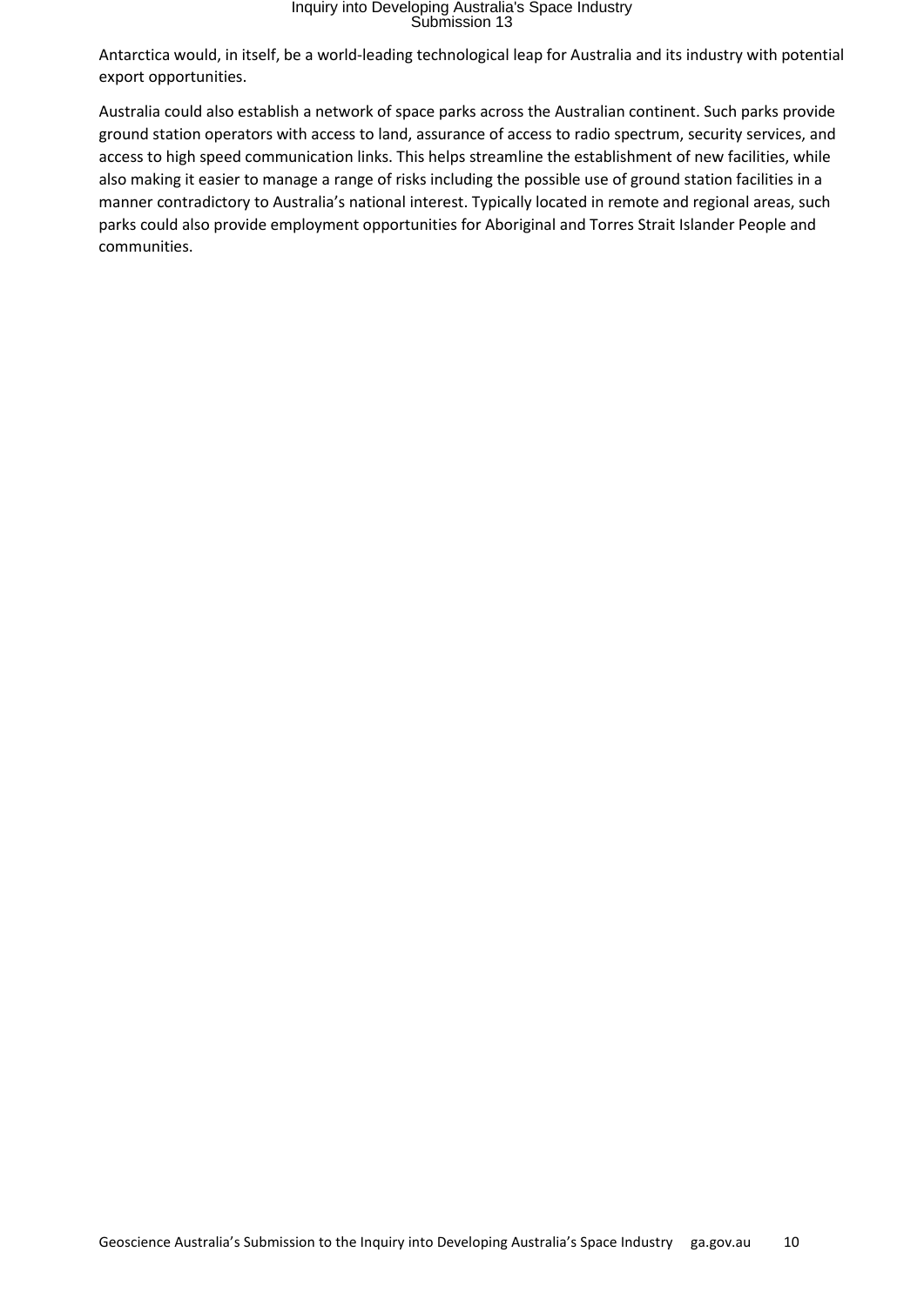Antarctica would, in itself, be a world-leading technological leap for Australia and its industry with potential export opportunities.

Australia could also establish a network of space parks across the Australian continent. Such parks provide ground station operators with access to land, assurance of access to radio spectrum, security services, and access to high speed communication links. This helps streamline the establishment of new facilities, while also making it easier to manage a range of risks including the possible use of ground station facilities in a manner contradictory to Australia's national interest. Typically located in remote and regional areas, such parks could also provide employment opportunities for Aboriginal and Torres Strait Islander People and communities.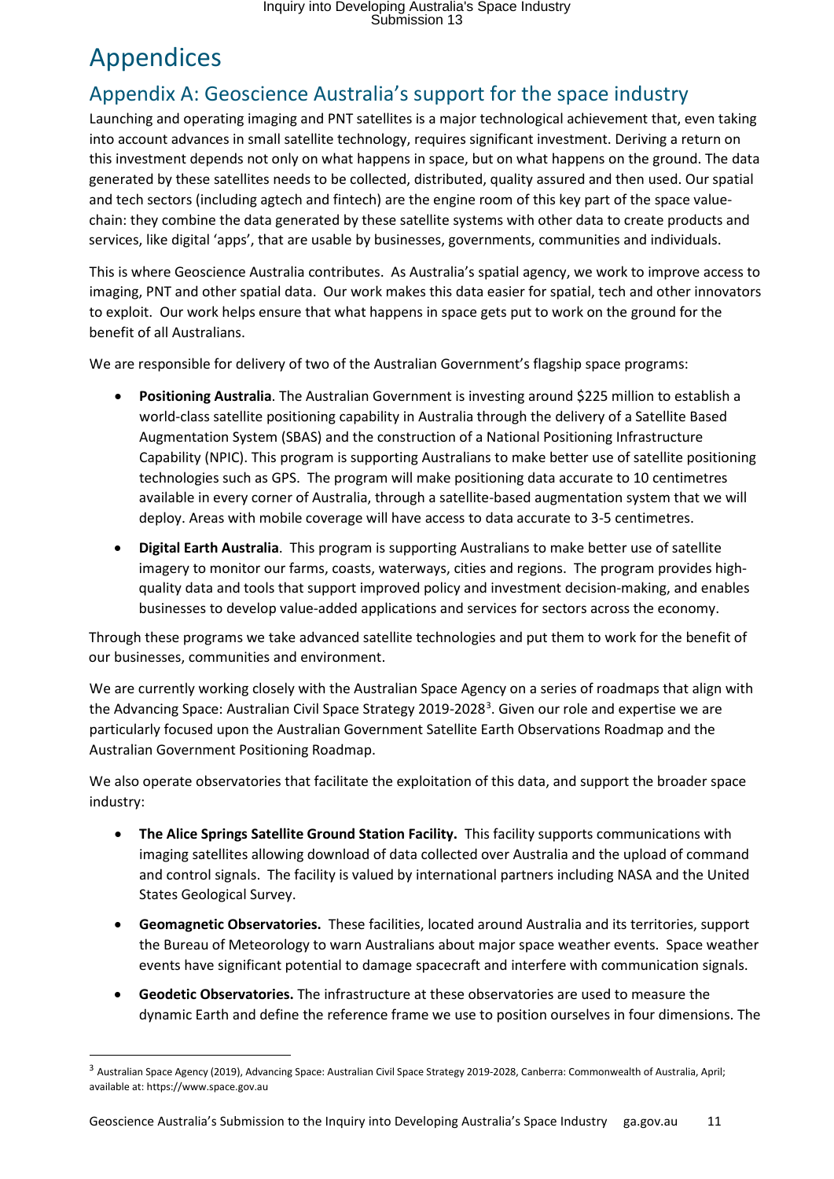# Appendices

## Appendix A: Geoscience Australia's support for the space industry

Launching and operating imaging and PNT satellites is a major technological achievement that, even taking into account advances in small satellite technology, requires significant investment. Deriving a return on this investment depends not only on what happens in space, but on what happens on the ground. The data generated by these satellites needs to be collected, distributed, quality assured and then used. Our spatial and tech sectors (including agtech and fintech) are the engine room of this key part of the space value-chain: they combine the data generated by these satellite systems with other data to create products and services, like digital 'apps', that are usable by businesses, governments, communities and individuals.

This is where Geoscience Australia contributes. As Australia's spatial agency, we work to improve access to imaging, PNT and other spatial data. Our work makes this data easier for spatial, tech and other innovators to exploit. Our work helps ensure that what happens in space gets put to work on the ground for the benefit of all Australians.

We are responsible for delivery of two of the Australian Government's flagship space programs:

- **Positioning Australia**. The Australian Government is investing around $225 million to establish a world-class satellite positioning capability in Australia through the delivery of a Satellite Based Augmentation System (SBAS) and the construction of a National Positioning Infrastructure Capability (NPIC). This program is supporting Australians to make better use of satellite positioning technologies such as GPS. The program will make positioning data accurate to 10 centimetres available in every corner of Australia, through a satellite-based augmentation system that we will deploy. Areas with mobile coverage will have access to data accurate to 3-5 centimetres.
- **Digital Earth Australia**. This program is supporting Australians to make better use of satellite imagery to monitor our farms, coasts, waterways, cities and regions. The program provides high-quality data and tools that support improved policy and investment decision-making, and enables businesses to develop value-added applications and services for sectors across the economy.

Through these programs we take advanced satellite technologies and put them to work for the benefit of our businesses, communities and environment.

We are currently working closely with the Australian Space Agency on a series of roadmaps that align with the Advancing Space: Australian Civil Space Strategy 2019-2028[3]. Given our role and expertise we are particularly focused upon the Australian Government Satellite Earth Observations Roadmap and the Australian Government Positioning Roadmap.

We also operate observatories that facilitate the exploitation of this data, and support the broader space industry:

- **The Alice Springs Satellite Ground Station Facility.** This facility supports communications with imaging satellites allowing download of data collected over Australia and the upload of command and control signals. The facility is valued by international partners including NASA and the United States Geological Survey.
- **Geomagnetic Observatories.** These facilities, located around Australia and its territories, support the Bureau of Meteorology to warn Australians about major space weather events. Space weather events have significant potential to damage spacecraft and interfere with communication signals.
- **Geodetic Observatories.** The infrastructure at these observatories are used to measure the dynamic Earth and define the reference frame we use to position ourselves in four dimensions. The

[3] Australian Space Agency (2019), Advancing Space: Australian Civil Space Strategy 2019-2028, Canberra: Commonwealth of Australia, April; available at: https://www.space.gov.au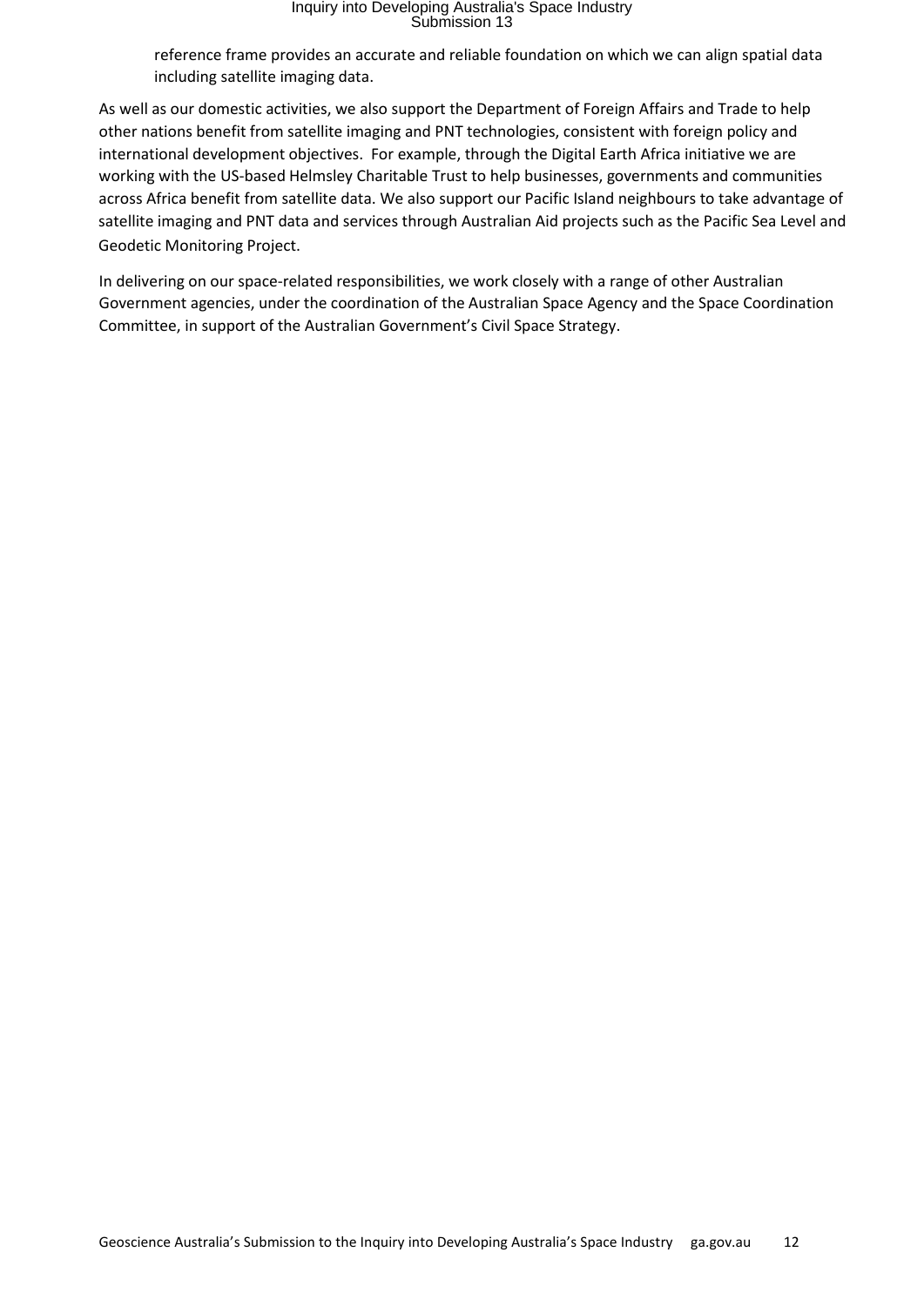reference frame provides an accurate and reliable foundation on which we can align spatial data including satellite imaging data.

As well as our domestic activities, we also support the Department of Foreign Affairs and Trade to help other nations benefit from satellite imaging and PNT technologies, consistent with foreign policy and international development objectives. For example, through the Digital Earth Africa initiative we are working with the US-based Helmsley Charitable Trust to help businesses, governments and communities across Africa benefit from satellite data. We also support our Pacific Island neighbours to take advantage of satellite imaging and PNT data and services through Australian Aid projects such as the Pacific Sea Level and Geodetic Monitoring Project.

In delivering on our space-related responsibilities, we work closely with a range of other Australian Government agencies, under the coordination of the Australian Space Agency and the Space Coordination Committee, in support of the Australian Government's Civil Space Strategy.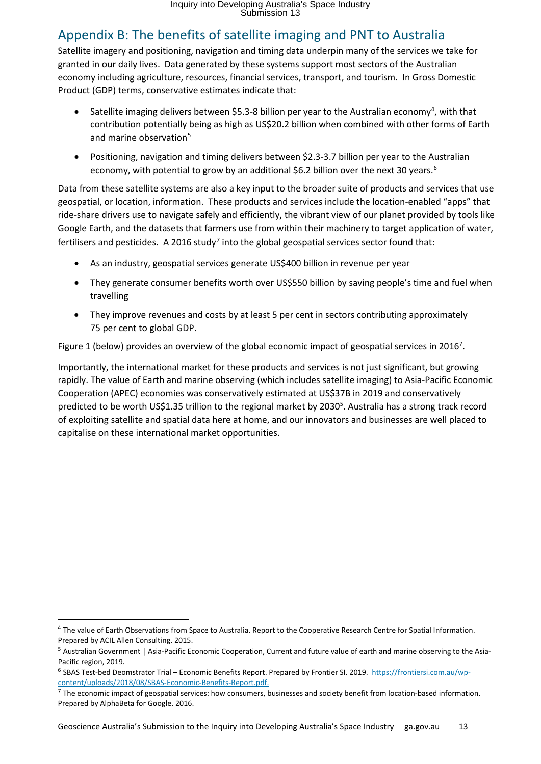## Appendix B: The benefits of satellite imaging and PNT to Australia

Satellite imagery and positioning, navigation and timing data underpin many of the services we take for granted in our daily lives. Data generated by these systems support most sectors of the Australian economy including agriculture, resources, financial services, transport, and tourism. In Gross Domestic Product (GDP) terms, conservative estimates indicate that:

- Satellite imaging delivers between $5.3-8 billion per year to the Australian economy[4], with that contribution potentially being as high as US$20.2 billion when combined with other forms of Earth and marine observation[5]
- Positioning, navigation and timing delivers between $2.3-3.7 billion per year to the Australian economy, with potential to grow by an additional $6.2 billion over the next 30 years.[6]

Data from these satellite systems are also a key input to the broader suite of products and services that use geospatial, or location, information. These products and services include the location-enabled "apps" that ride-share drivers use to navigate safely and efficiently, the vibrant view of our planet provided by tools like Google Earth, and the datasets that farmers use from within their machinery to target application of water, fertilisers and pesticides. A 2016 study[7] into the global geospatial services sector found that:

- As an industry, geospatial services generate US$400 billion in revenue per year
- They generate consumer benefits worth over US$550 billion by saving people's time and fuel when travelling
- They improve revenues and costs by at least 5 per cent in sectors contributing approximately 75 per cent to global GDP.

Figure 1 (below) provides an overview of the global economic impact of geospatial services in 2016[7].

Importantly, the international market for these products and services is not just significant, but growing rapidly. The value of Earth and marine observing (which includes satellite imaging) to Asia-Pacific Economic Cooperation (APEC) economies was conservatively estimated at US$37B in 2019 and conservatively predicted to be worth US$1.35 trillion to the regional market by 2030[5]. Australia has a strong track record of exploiting satellite and spatial data here at home, and our innovators and businesses are well placed to capitalise on these international market opportunities.

---

[4] The value of Earth Observations from Space to Australia. Report to the Cooperative Research Centre for Spatial Information. Prepared by ACIL Allen Consulting. 2015.

[5] Australian Government | Asia-Pacific Economic Cooperation, Current and future value of earth and marine observing to the Asia-Pacific region, 2019.

[6] SBAS Test-bed Deomstrator Trial – Economic Benefits Report. Prepared by Frontier SI. 2019. https://frontiersi.com.au/wp-content/uploads/2018/08/SBAS-Economic-Benefits-Report.pdf.

[7] The economic impact of geospatial services: how consumers, businesses and society benefit from location-based information. Prepared by AlphaBeta for Google. 2016.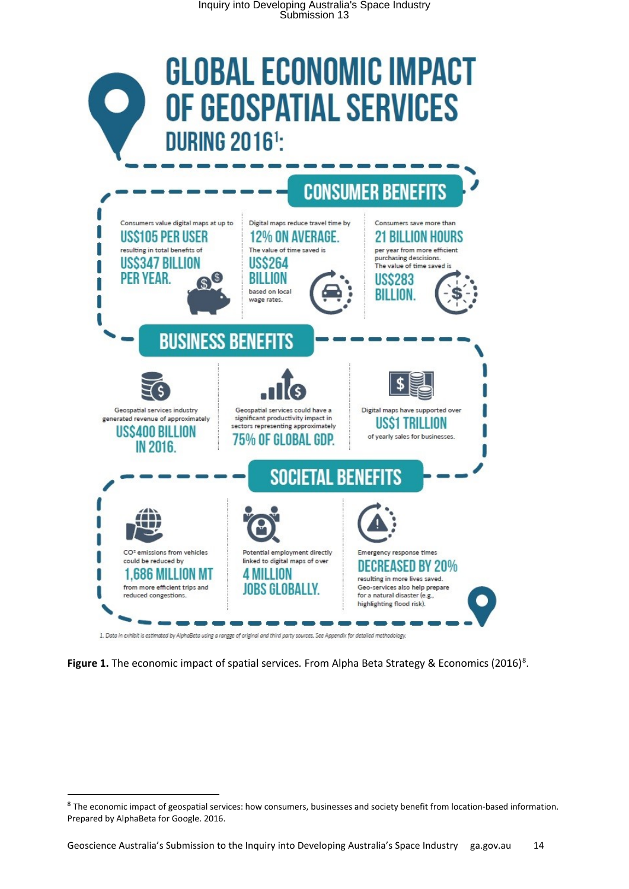# GLOBAL ECONOMIC IMPACT OF GEOSPATIAL SERVICES DURING 2016[1]:

## CONSUMER BENEFITS

Consumers value digital maps at up to **US$105 PER USER** resulting in total benefits of **US$347 BILLION PER YEAR.**

Digital maps reduce travel time by **12% ON AVERAGE.** The value of time saved is **US$264 BILLION** based on local wage rates.

Consumers save more than **21 BILLION HOURS** per year from more efficient purchasing descisions. The value of time saved is **US$283 BILLION.**

## BUSINESS BENEFITS

Geospatial services industry generated revenue of approximately **US$400 BILLION IN 2016.**

Geospatial services could have a significant productivity impact in sectors representing approximately **75% OF GLOBAL GDP.**

Digital maps have supported over **US$1 TRILLION** of yearly sales for businesses.

## SOCIETAL BENEFITS

$CO^2$ emissions from vehicles could be reduced by **1,686 MILLION MT** from more efficient trips and reduced congestions.

Potential employment directly linked to digital maps of over **4 MILLION JOBS GLOBALLY.**

Emergency response times **DECREASED BY 20%** resulting in more lives saved. Geo-services also help prepare for a natural disaster (e.g., highlighting flood risk).

1. Data in exhibit is estimated by AlphaBeta using a rangge of original and third party sources. See Appendix for detailed methodology.

**Figure 1.** The economic impact of spatial services. From Alpha Beta Strategy & Economics (2016)[8].

[8] The economic impact of geospatial services: how consumers, businesses and society benefit from location-based information. Prepared by AlphaBeta for Google. 2016.